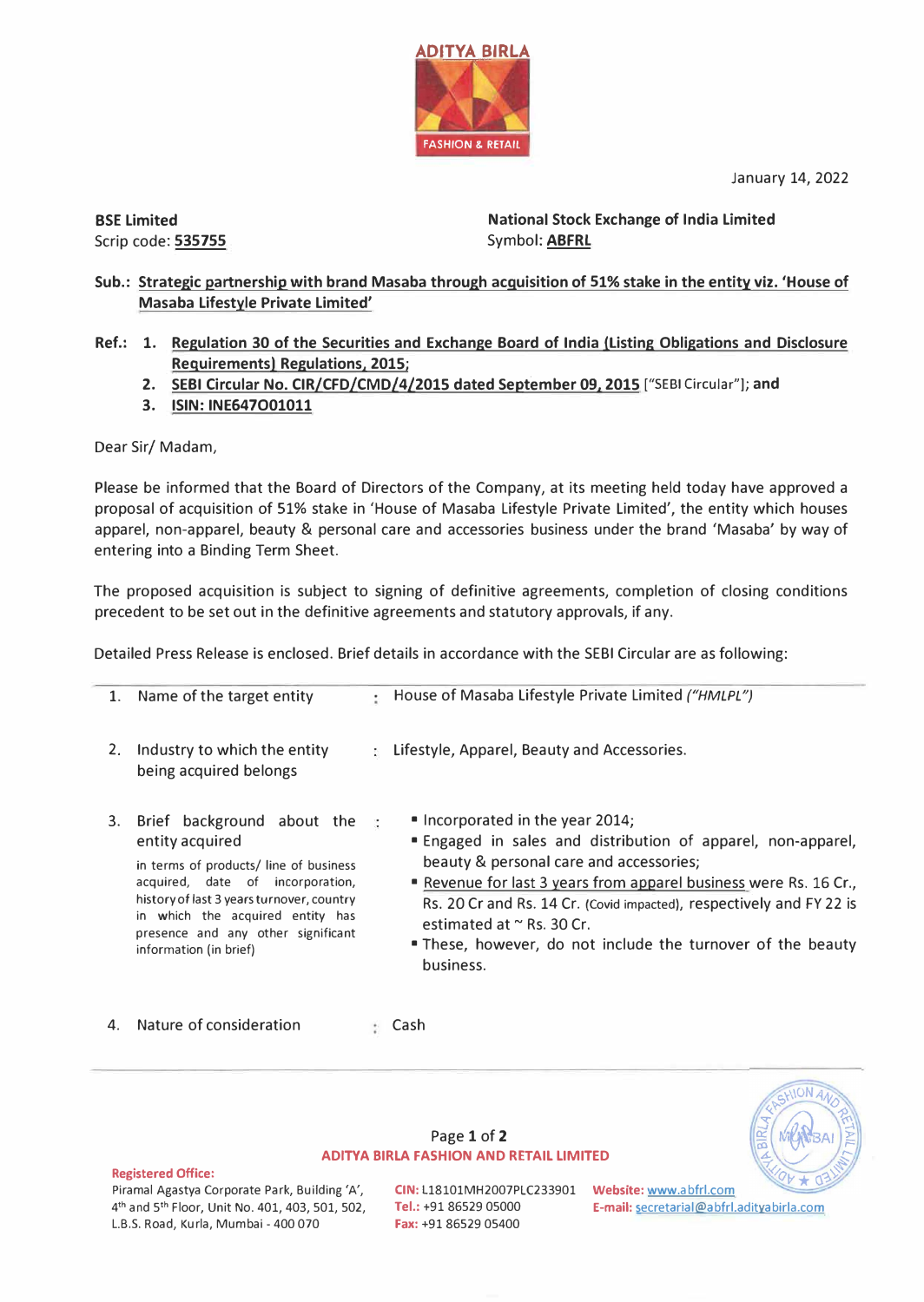January 14, 2022

**BSE Limited**
Scrip code: **535755**

**National Stock Exchange of India Limited**
Symbol: **ABFRL**

**Sub.: Strategic partnership with brand Masaba through acquisition of 51% stake in the entity viz. 'House of Masaba Lifestyle Private Limited'**

**Ref.:**
1. **Regulation 30 of the Securities and Exchange Board of India (Listing Obligations and Disclosure Requirements) Regulations, 2015;**
2. **SEBI Circular No. CIR/CFD/CMD/4/2015 dated September 09, 2015** ["SEBI Circular"]; **and**
3. **ISIN: INE647O01011**

Dear Sir/ Madam,

Please be informed that the Board of Directors of the Company, at its meeting held today have approved a proposal of acquisition of 51% stake in 'House of Masaba Lifestyle Private Limited', the entity which houses apparel, non-apparel, beauty & personal care and accessories business under the brand 'Masaba' by way of entering into a Binding Term Sheet.

The proposed acquisition is subject to signing of definitive agreements, completion of closing conditions precedent to be set out in the definitive agreements and statutory approvals, if any.

Detailed Press Release is enclosed. Brief details in accordance with the SEBI Circular are as following:

| | | | |
|---|---|---|---|
| 1. | Name of the target entity | : | House of Masaba Lifestyle Private Limited *("HMLPL")* |
| 2. | Industry to which the entity being acquired belongs | : | Lifestyle, Apparel, Beauty and Accessories. |
| 3. | Brief background about the entity acquired<br>in terms of products/ line of business acquired, date of incorporation, history of last 3 years turnover, country in which the acquired entity has presence and any other significant information (in brief) | : | ▪ Incorporated in the year 2014;<br>▪ Engaged in sales and distribution of apparel, non-apparel, beauty & personal care and accessories;<br>▪ Revenue for last 3 years from apparel business were Rs. 16 Cr., Rs. 20 Cr and Rs. 14 Cr. (Covid impacted), respectively and FY 22 is estimated at ~ Rs. 30 Cr.<br>▪ These, however, do not include the turnover of the beauty business. |
| 4. | Nature of consideration | : | Cash |

**ADITYA BIRLA FASHION AND RETAIL LIMITED**

**Registered Office:**
Piramal Agastya Corporate Park, Building 'A', 4th and 5th Floor, Unit No. 401, 403, 501, 502, L.B.S. Road, Kurla, Mumbai - 400 070

**CIN:** L18101MH2007PLC233901
**Tel.:** +91 86529 05000
**Fax:** +91 86529 05400

**Website:** www.abfrl.com
**E-mail:** secretarial@abfrl.adityabirla.com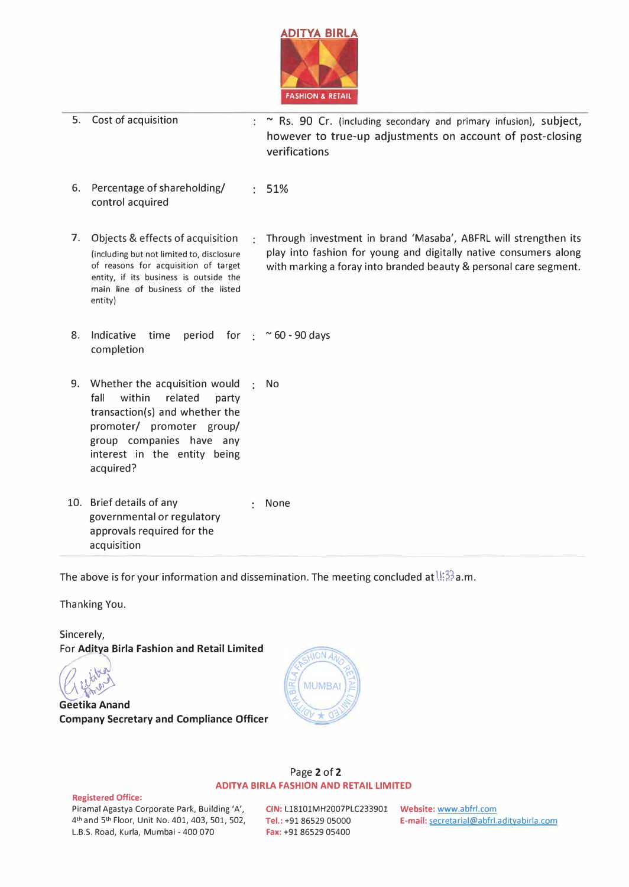| | | | |
|---|---|---|---|
| 5. | Cost of acquisition | : | ~ Rs. 90 Cr. (including secondary and primary infusion), subject, however to true-up adjustments on account of post-closing verifications |
| 6. | Percentage of shareholding/ control acquired | : | 51% |
| 7. | Objects & effects of acquisition (including but not limited to, disclosure of reasons for acquisition of target entity, if its business is outside the main line of business of the listed entity) | : | Through investment in brand 'Masaba', ABFRL will strengthen its play into fashion for young and digitally native consumers along with marking a foray into branded beauty & personal care segment. |
| 8. | Indicative time period for completion | : | ~ 60 - 90 days |
| 9. | Whether the acquisition would fall within related party transaction(s) and whether the promoter/ promoter group/ group companies have any interest in the entity being acquired? | : | No |
| 10. | Brief details of any governmental or regulatory approvals required for the acquisition | : | None |

The above is for your information and dissemination. The meeting concluded at 11:33 a.m.

Thanking You.

Sincerely,
For **Aditya Birla Fashion and Retail Limited**

**Geetika Anand**
**Company Secretary and Compliance Officer**

**ADITYA BIRLA FASHION AND RETAIL LIMITED**

**Registered Office:**
Piramal Agastya Corporate Park, Building 'A', 4th and 5th Floor, Unit No. 401, 403, 501, 502, L.B.S. Road, Kurla, Mumbai - 400 070

**CIN:** L18101MH2007PLC233901
**Tel.:** +91 86529 05000
**Fax:** +91 86529 05400

**Website:** www.abfrl.com
**E-mail:** secretarial@abfrl.adityabirla.com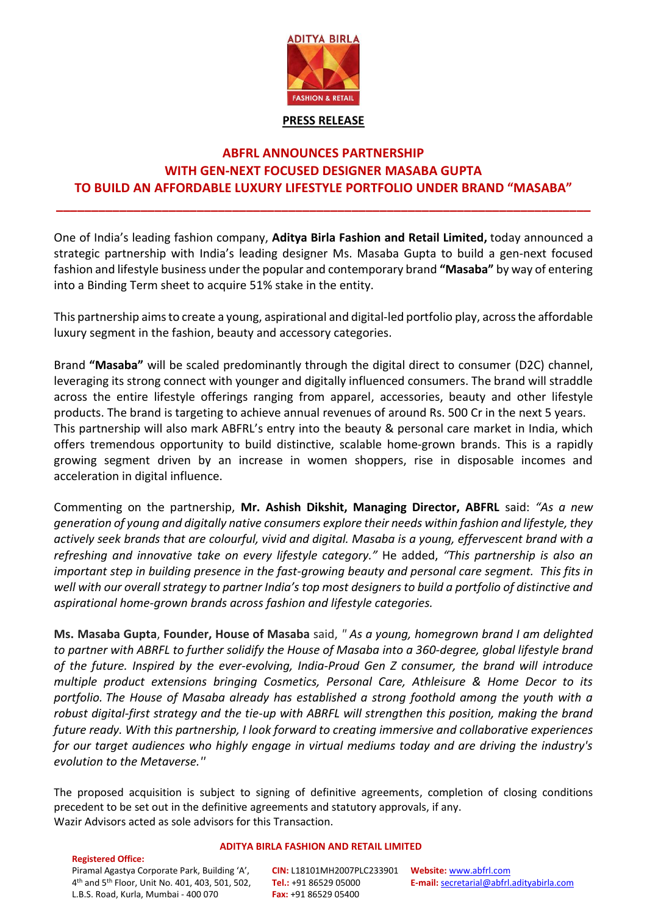ADITYA BIRLA FASHION & RETAIL

**PRESS RELEASE**

# ABFRL ANNOUNCES PARTNERSHIP WITH GEN-NEXT FOCUSED DESIGNER MASABA GUPTA TO BUILD AN AFFORDABLE LUXURY LIFESTYLE PORTFOLIO UNDER BRAND "MASABA"

---

One of India's leading fashion company, **Aditya Birla Fashion and Retail Limited,** today announced a strategic partnership with India's leading designer Ms. Masaba Gupta to build a gen-next focused fashion and lifestyle business under the popular and contemporary brand **"Masaba"** by way of entering into a Binding Term sheet to acquire 51% stake in the entity.

This partnership aims to create a young, aspirational and digital-led portfolio play, across the affordable luxury segment in the fashion, beauty and accessory categories.

Brand **"Masaba"** will be scaled predominantly through the digital direct to consumer (D2C) channel, leveraging its strong connect with younger and digitally influenced consumers. The brand will straddle across the entire lifestyle offerings ranging from apparel, accessories, beauty and other lifestyle products. The brand is targeting to achieve annual revenues of around Rs. 500 Cr in the next 5 years. This partnership will also mark ABFRL's entry into the beauty & personal care market in India, which offers tremendous opportunity to build distinctive, scalable home-grown brands. This is a rapidly growing segment driven by an increase in women shoppers, rise in disposable incomes and acceleration in digital influence.

Commenting on the partnership, **Mr. Ashish Dikshit, Managing Director, ABFRL** said: *"As a new generation of young and digitally native consumers explore their needs within fashion and lifestyle, they actively seek brands that are colourful, vivid and digital. Masaba is a young, effervescent brand with a refreshing and innovative take on every lifestyle category."* He added, *"This partnership is also an important step in building presence in the fast-growing beauty and personal care segment. This fits in well with our overall strategy to partner India's top most designers to build a portfolio of distinctive and aspirational home-grown brands across fashion and lifestyle categories.*

**Ms. Masaba Gupta**, **Founder, House of Masaba** said, *" As a young, homegrown brand I am delighted to partner with ABFRL to further solidify the House of Masaba into a 360-degree, global lifestyle brand of the future. Inspired by the ever-evolving, India-Proud Gen Z consumer, the brand will introduce multiple product extensions bringing Cosmetics, Personal Care, Athleisure & Home Decor to its portfolio. The House of Masaba already has established a strong foothold among the youth with a robust digital-first strategy and the tie-up with ABRFL will strengthen this position, making the brand future ready. With this partnership, I look forward to creating immersive and collaborative experiences for our target audiences who highly engage in virtual mediums today and are driving the industry's evolution to the Metaverse."*

The proposed acquisition is subject to signing of definitive agreements, completion of closing conditions precedent to be set out in the definitive agreements and statutory approvals, if any.
Wazir Advisors acted as sole advisors for this Transaction.

**ADITYA BIRLA FASHION AND RETAIL LIMITED**

**Registered Office:**
Piramal Agastya Corporate Park, Building 'A', 4th and 5th Floor, Unit No. 401, 403, 501, 502, L.B.S. Road, Kurla, Mumbai - 400 070

**CIN:** L18101MH2007PLC233901
**Tel.:** +91 86529 05000
**Fax:** +91 86529 05400

**Website:** www.abfrl.com
**E-mail:** secretarial@abfrl.adityabirla.com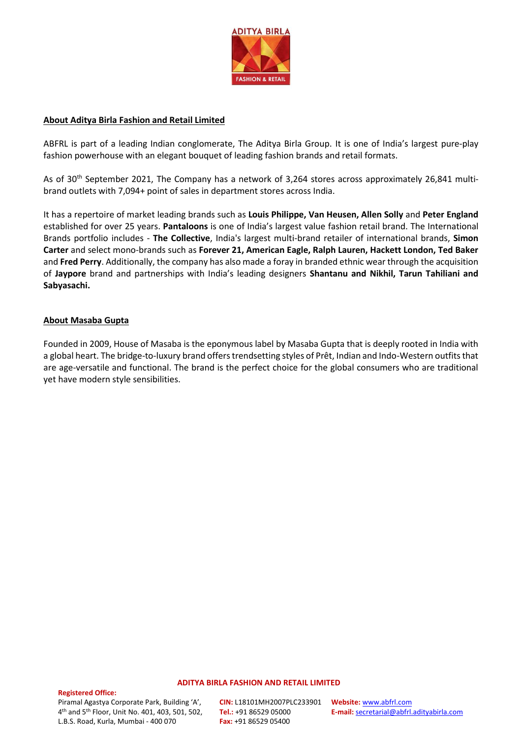## About Aditya Birla Fashion and Retail Limited

ABFRL is part of a leading Indian conglomerate, The Aditya Birla Group. It is one of India's largest pure-play fashion powerhouse with an elegant bouquet of leading fashion brands and retail formats.

As of 30th September 2021, The Company has a network of 3,264 stores across approximately 26,841 multi-brand outlets with 7,094+ point of sales in department stores across India.

It has a repertoire of market leading brands such as **Louis Philippe, Van Heusen, Allen Solly** and **Peter England** established for over 25 years. **Pantaloons** is one of India's largest value fashion retail brand. The International Brands portfolio includes - **The Collective**, India's largest multi-brand retailer of international brands, **Simon Carter** and select mono-brands such as **Forever 21, American Eagle, Ralph Lauren, Hackett London, Ted Baker** and **Fred Perry**. Additionally, the company has also made a foray in branded ethnic wear through the acquisition of **Jaypore** brand and partnerships with India's leading designers **Shantanu and Nikhil, Tarun Tahiliani and Sabyasachi.**

## About Masaba Gupta

Founded in 2009, House of Masaba is the eponymous label by Masaba Gupta that is deeply rooted in India with a global heart. The bridge-to-luxury brand offers trendsetting styles of Prêt, Indian and Indo-Western outfits that are age-versatile and functional. The brand is the perfect choice for the global consumers who are traditional yet have modern style sensibilities.

**ADITYA BIRLA FASHION AND RETAIL LIMITED**

**Registered Office:**
Piramal Agastya Corporate Park, Building 'A', 4th and 5th Floor, Unit No. 401, 403, 501, 502, L.B.S. Road, Kurla, Mumbai - 400 070

**CIN:** L18101MH2007PLC233901
**Tel.:** +91 86529 05000
**Fax:** +91 86529 05400

**Website:** www.abfrl.com
**E-mail:** secretarial@abfrl.adityabirla.com